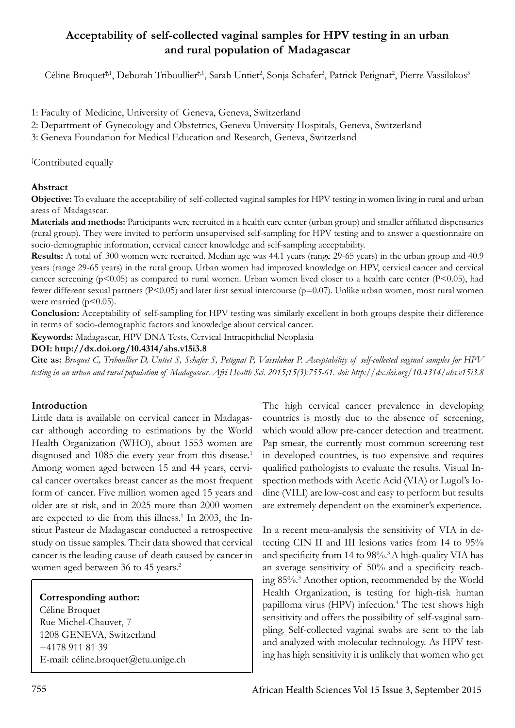# Acceptability of self-collected vaginal samples for HPV testing in an urban and rural population of Madagascar

Céline Broquet[†,1], Deborah Triboullier[†,1], Sarah Untiet[2], Sonja Schafer[2], Patrick Petignat[2], Pierre Vassilakos[3]

1: Faculty of Medicine, University of Geneva, Geneva, Switzerland

2: Department of Gynecology and Obstetrics, Geneva University Hospitals, Geneva, Switzerland

3: Geneva Foundation for Medical Education and Research, Geneva, Switzerland

[†]Contributed equally

## Abstract

**Objective:** To evaluate the acceptability of self-collected vaginal samples for HPV testing in women living in rural and urban areas of Madagascar.

**Materials and methods:** Participants were recruited in a health care center (urban group) and smaller affiliated dispensaries (rural group). They were invited to perform unsupervised self-sampling for HPV testing and to answer a questionnaire on socio-demographic information, cervical cancer knowledge and self-sampling acceptability.

**Results:** A total of 300 women were recruited. Median age was 44.1 years (range 29-65 years) in the urban group and 40.9 years (range 29-65 years) in the rural group. Urban women had improved knowledge on HPV, cervical cancer and cervical cancer screening ($p<0.05$) as compared to rural women. Urban women lived closer to a health care center ($P<0.05$), had fewer different sexual partners ($P<0.05$) and later first sexual intercourse ($p=0.07$). Unlike urban women, most rural women were married ($p<0.05$).

**Conclusion:** Acceptability of self-sampling for HPV testing was similarly excellent in both groups despite their difference in terms of socio-demographic factors and knowledge about cervical cancer.

**Keywords:** Madagascar, HPV DNA Tests, Cervical Intraepithelial Neoplasia

**DOI: http://dx.doi.org/10.4314/ahs.v15i3.8**

***Cite as:** Broquet C, Triboullier D, Untiet S, Schafer S, Petignat P, Vassilakos P. Acceptability of self-collected vaginal samples for HPV testing in an urban and rural population of Madagascar. Afri Health Sci. 2015;15(3):755-61. doi: http://dx.doi.org/10.4314/ahs.v15i3.8*

## Introduction

Little data is available on cervical cancer in Madagascar although according to estimations by the World Health Organization (WHO), about 1553 women are diagnosed and 1085 die every year from this disease.[1] Among women aged between 15 and 44 years, cervical cancer overtakes breast cancer as the most frequent form of cancer. Five million women aged 15 years and older are at risk, and in 2025 more than 2000 women are expected to die from this illness.[1] In 2003, the Institut Pasteur de Madagascar conducted a retrospective study on tissue samples. Their data showed that cervical cancer is the leading cause of death caused by cancer in women aged between 36 to 45 years.[2]

**Corresponding author:**
Céline Broquet
Rue Michel-Chauvet, 7
1208 GENEVA, Switzerland
+4178 911 81 39
E-mail: céline.broquet@etu.unige.ch

The high cervical cancer prevalence in developing countries is mostly due to the absence of screening, which would allow pre-cancer detection and treatment. Pap smear, the currently most common screening test in developed countries, is too expensive and requires qualified pathologists to evaluate the results. Visual Inspection methods with Acetic Acid (VIA) or Lugol's Iodine (VILI) are low-cost and easy to perform but results are extremely dependent on the examiner's experience.

In a recent meta-analysis the sensitivity of VIA in detecting CIN II and III lesions varies from 14 to 95% and specificity from 14 to 98%.[3] A high-quality VIA has an average sensitivity of 50% and a specificity reaching 85%.[3] Another option, recommended by the World Health Organization, is testing for high-risk human papilloma virus (HPV) infection.[4] The test shows high sensitivity and offers the possibility of self-vaginal sampling. Self-collected vaginal swabs are sent to the lab and analyzed with molecular technology. As HPV testing has high sensitivity it is unlikely that women who get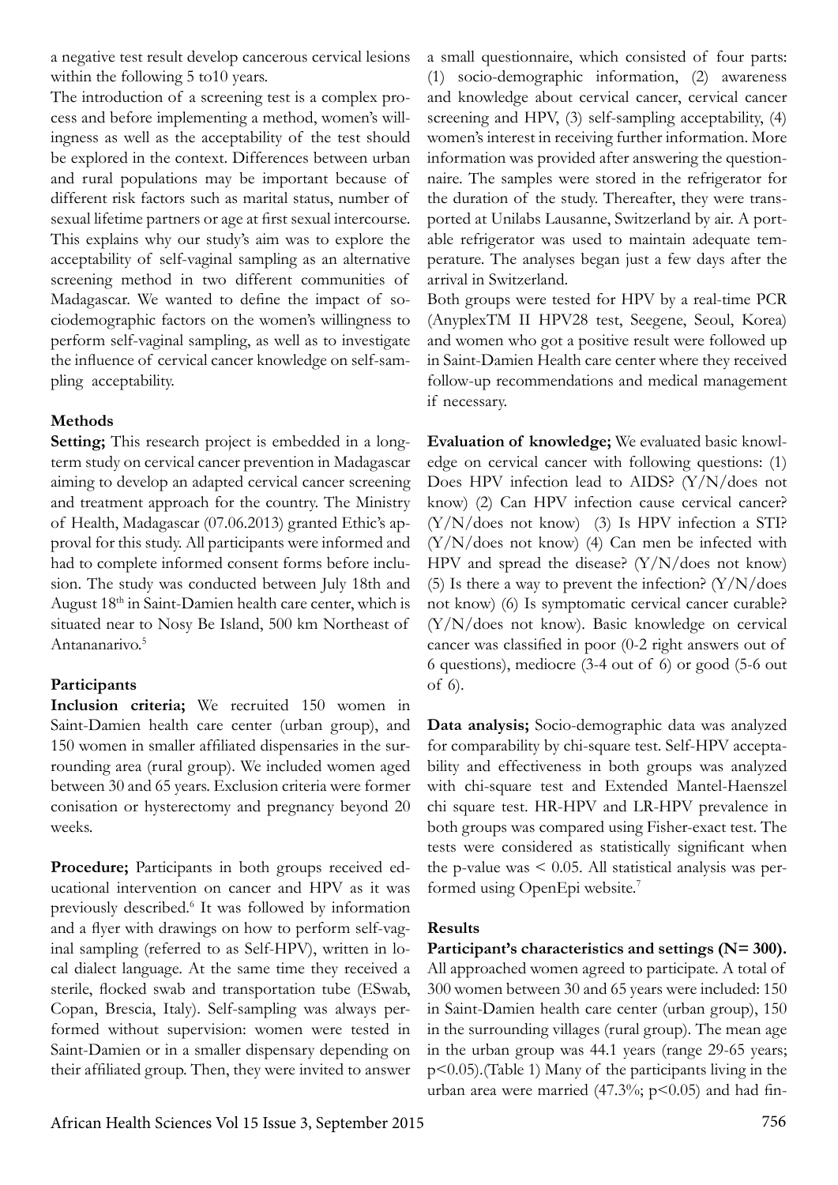a negative test result develop cancerous cervical lesions within the following 5 to10 years.

The introduction of a screening test is a complex process and before implementing a method, women's willingness as well as the acceptability of the test should be explored in the context. Differences between urban and rural populations may be important because of different risk factors such as marital status, number of sexual lifetime partners or age at first sexual intercourse. This explains why our study's aim was to explore the acceptability of self-vaginal sampling as an alternative screening method in two different communities of Madagascar. We wanted to define the impact of sociodemographic factors on the women's willingness to perform self-vaginal sampling, as well as to investigate the influence of cervical cancer knowledge on self-sampling acceptability.

## Methods

**Setting;** This research project is embedded in a long-term study on cervical cancer prevention in Madagascar aiming to develop an adapted cervical cancer screening and treatment approach for the country. The Ministry of Health, Madagascar (07.06.2013) granted Ethic's approval for this study. All participants were informed and had to complete informed consent forms before inclusion. The study was conducted between July 18th and August 18th in Saint-Damien health care center, which is situated near to Nosy Be Island, 500 km Northeast of Antananarivo.[5]

### Participants

**Inclusion criteria;** We recruited 150 women in Saint-Damien health care center (urban group), and 150 women in smaller affiliated dispensaries in the surrounding area (rural group). We included women aged between 30 and 65 years. Exclusion criteria were former conisation or hysterectomy and pregnancy beyond 20 weeks.

**Procedure;** Participants in both groups received educational intervention on cancer and HPV as it was previously described.[6] It was followed by information and a flyer with drawings on how to perform self-vaginal sampling (referred to as Self-HPV), written in local dialect language. At the same time they received a sterile, flocked swab and transportation tube (ESwab, Copan, Brescia, Italy). Self-sampling was always performed without supervision: women were tested in Saint-Damien or in a smaller dispensary depending on their affiliated group. Then, they were invited to answer a small questionnaire, which consisted of four parts: (1) socio-demographic information, (2) awareness and knowledge about cervical cancer, cervical cancer screening and HPV, (3) self-sampling acceptability, (4) women's interest in receiving further information. More information was provided after answering the questionnaire. The samples were stored in the refrigerator for the duration of the study. Thereafter, they were transported at Unilabs Lausanne, Switzerland by air. A portable refrigerator was used to maintain adequate temperature. The analyses began just a few days after the arrival in Switzerland.

Both groups were tested for HPV by a real-time PCR (AnyplexTM II HPV28 test, Seegene, Seoul, Korea) and women who got a positive result were followed up in Saint-Damien Health care center where they received follow-up recommendations and medical management if necessary.

**Evaluation of knowledge;** We evaluated basic knowledge on cervical cancer with following questions: (1) Does HPV infection lead to AIDS? (Y/N/does not know) (2) Can HPV infection cause cervical cancer? (Y/N/does not know) (3) Is HPV infection a STI? (Y/N/does not know) (4) Can men be infected with HPV and spread the disease? (Y/N/does not know) (5) Is there a way to prevent the infection? (Y/N/does not know) (6) Is symptomatic cervical cancer curable? (Y/N/does not know). Basic knowledge on cervical cancer was classified in poor (0-2 right answers out of 6 questions), mediocre (3-4 out of 6) or good (5-6 out of 6).

**Data analysis;** Socio-demographic data was analyzed for comparability by chi-square test. Self-HPV acceptability and effectiveness in both groups was analyzed with chi-square test and Extended Mantel-Haenszel chi square test. HR-HPV and LR-HPV prevalence in both groups was compared using Fisher-exact test. The tests were considered as statistically significant when the p-value was $< 0.05$. All statistical analysis was performed using OpenEpi website.[7]

## Results

**Participant's characteristics and settings (N= 300).** All approached women agreed to participate. A total of 300 women between 30 and 65 years were included: 150 in Saint-Damien health care center (urban group), 150 in the surrounding villages (rural group). The mean age in the urban group was 44.1 years (range 29-65 years; $p<0.05$).(Table 1) Many of the participants living in the urban area were married (47.3%; $p<0.05$) and had fin-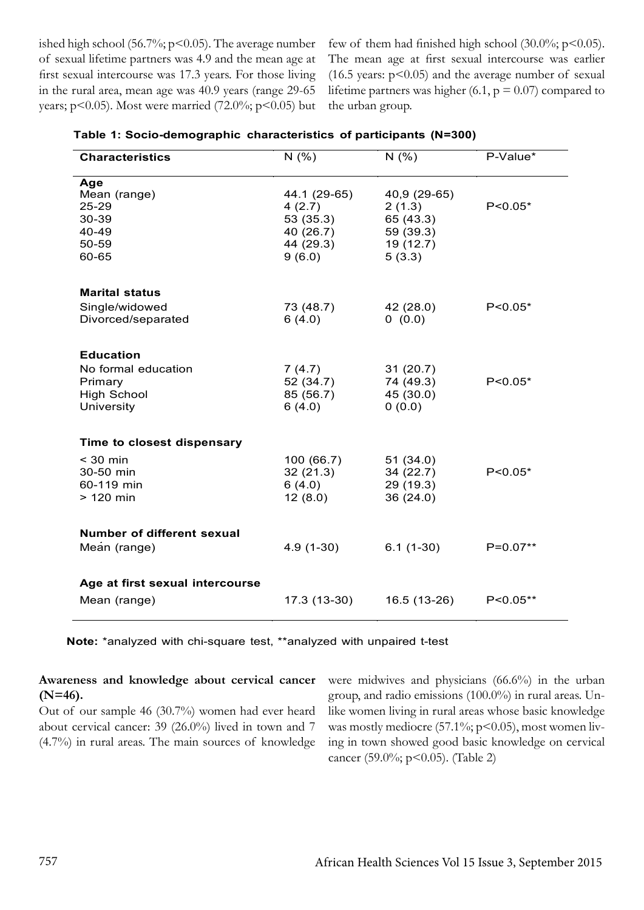ished high school (56.7%; $p<0.05$). The average number of sexual lifetime partners was 4.9 and the mean age at first sexual intercourse was 17.3 years. For those living in the rural area, mean age was 40.9 years (range 29-65 years; $p<0.05$). Most were married (72.0%; $p<0.05$) but few of them had finished high school (30.0%; $p<0.05$). The mean age at first sexual intercourse was earlier (16.5 years: $p<0.05$) and the average number of sexual lifetime partners was higher (6.1, $p = 0.07$) compared to the urban group.

**Table 1: Socio-demographic characteristics of participants (N=300)**

| Characteristics | N (%) | N (%) | P-Value* |
|---|---|---|---|
| **Age** | | | |
| Mean (range) | 44.1 (29-65) | 40,9 (29-65) | |
| 25-29 | 4 (2.7) | 2 (1.3) | P<0.05* |
| 30-39 | 53 (35.3) | 65 (43.3) | |
| 40-49 | 40 (26.7) | 59 (39.3) | |
| 50-59 | 44 (29.3) | 19 (12.7) | |
| 60-65 | 9 (6.0) | 5 (3.3) | |
| **Marital status** | | | |
| Single/widowed | 73 (48.7) | 42 (28.0) | P<0.05* |
| Divorced/separated | 6 (4.0) | 0 (0.0) | |
| **Education** | | | |
| No formal education | 7 (4.7) | 31 (20.7) | |
| Primary | 52 (34.7) | 74 (49.3) | P<0.05* |
| High School | 85 (56.7) | 45 (30.0) | |
| University | 6 (4.0) | 0 (0.0) | |
| **Time to closest dispensary** | | | |
| < 30 min | 100 (66.7) | 51 (34.0) | |
| 30-50 min | 32 (21.3) | 34 (22.7) | P<0.05* |
| 60-119 min | 6 (4.0) | 29 (19.3) | |
| > 120 min | 12 (8.0) | 36 (24.0) | |
| **Number of different sexual** | | | |
| Mean (range) | 4.9 (1-30) | 6.1 (1-30) | P=0.07** |
| **Age at first sexual intercourse** | | | |
| Mean (range) | 17.3 (13-30) | 16.5 (13-26) | P<0.05** |

**Note:** *analyzed with chi-square test, **analyzed with unpaired t-test

**Awareness and knowledge about cervical cancer (N=46).**

Out of our sample 46 (30.7%) women had ever heard about cervical cancer: 39 (26.0%) lived in town and 7 (4.7%) in rural areas. The main sources of knowledge were midwives and physicians (66.6%) in the urban group, and radio emissions (100.0%) in rural areas. Unlike women living in rural areas whose basic knowledge was mostly mediocre (57.1%; $p<0.05$), most women living in town showed good basic knowledge on cervical cancer (59.0%; $p<0.05$). (Table 2)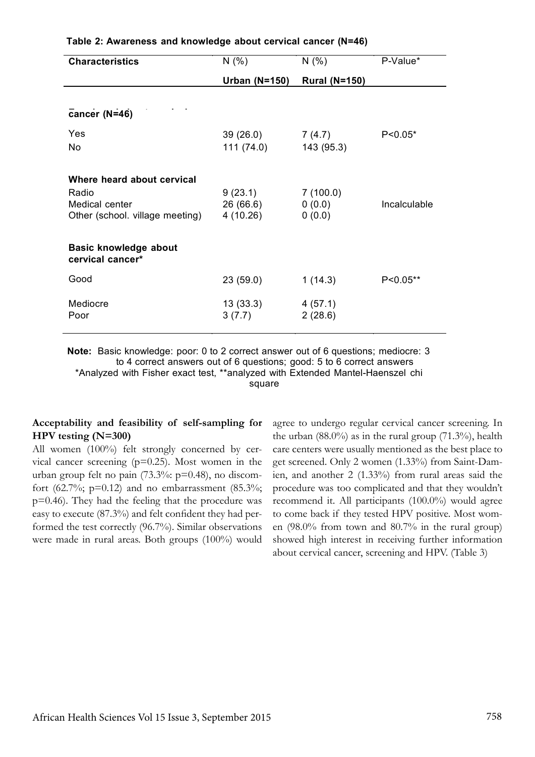**Table 2: Awareness and knowledge about cervical cancer (N=46)**

| Characteristics | N (%) | N (%) | P-Value* |
|---|---|---|---|
| | **Urban (N=150)** | **Rural (N=150)** | |
| **cancer (N=46)** | | | |
| Yes | 39 (26.0) | 7 (4.7) | P<0.05* |
| No | 111 (74.0) | 143 (95.3) | |
| **Where heard about cervical** | | | |
| Radio | 9 (23.1) | 7 (100.0) | |
| Medical center | 26 (66.6) | 0 (0.0) | Incalculable |
| Other (school. village meeting) | 4 (10.26) | 0 (0.0) | |
| **Basic knowledge about cervical cancer*** | | | |
| Good | 23 (59.0) | 1 (14.3) | P<0.05** |
| Mediocre | 13 (33.3) | 4 (57.1) | |
| Poor | 3 (7.7) | 2 (28.6) | |

**Note:** Basic knowledge: poor: 0 to 2 correct answer out of 6 questions; mediocre: 3 to 4 correct answers out of 6 questions; good: 5 to 6 correct answers
*Analyzed with Fisher exact test, **analyzed with Extended Mantel-Haenszel chi square

**Acceptability and feasibility of self-sampling for HPV testing (N=300)**

All women (100%) felt strongly concerned by cervical cancer screening (p=0.25). Most women in the urban group felt no pain (73.3%: p=0.48), no discomfort (62.7%; p=0.12) and no embarrassment (85.3%; p=0.46). They had the feeling that the procedure was easy to execute (87.3%) and felt confident they had performed the test correctly (96.7%). Similar observations were made in rural areas. Both groups (100%) would agree to undergo regular cervical cancer screening. In the urban (88.0%) as in the rural group (71.3%), health care centers were usually mentioned as the best place to get screened. Only 2 women (1.33%) from Saint-Damien, and another 2 (1.33%) from rural areas said the procedure was too complicated and that they wouldn't recommend it. All participants (100.0%) would agree to come back if they tested HPV positive. Most women (98.0% from town and 80.7% in the rural group) showed high interest in receiving further information about cervical cancer, screening and HPV. (Table 3)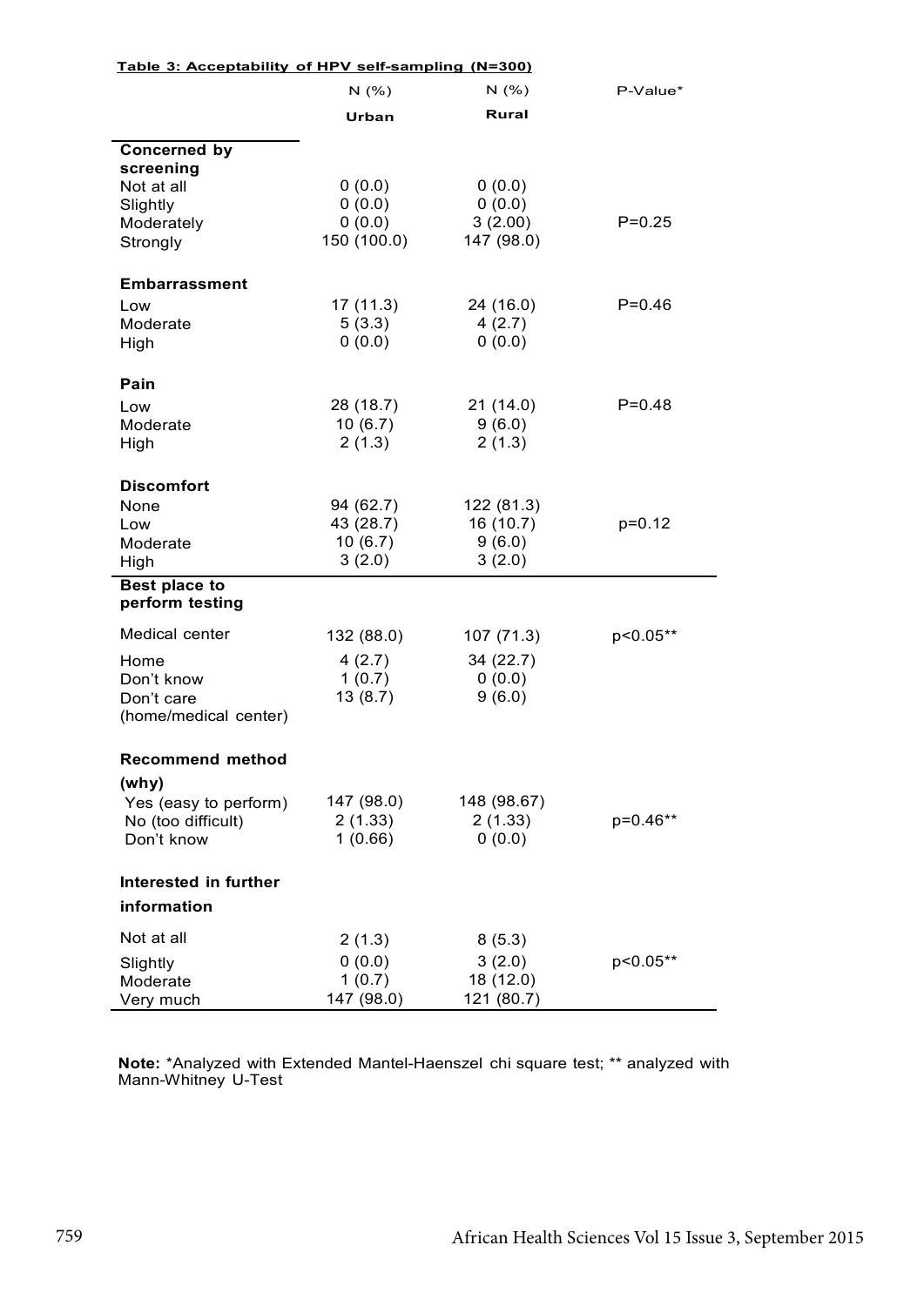**Table 3: Acceptability of HPV self-sampling (N=300)**

| | N (%) Urban | N (%) Rural | P-Value* |
|---|---|---|---|
| **Concerned by screening** | | | |
| Not at all | 0 (0.0) | 0 (0.0) | |
| Slightly | 0 (0.0) | 0 (0.0) | |
| Moderately | 0 (0.0) | 3 (2.00) | P=0.25 |
| Strongly | 150 (100.0) | 147 (98.0) | |
| **Embarrassment** | | | |
| Low | 17 (11.3) | 24 (16.0) | P=0.46 |
| Moderate | 5 (3.3) | 4 (2.7) | |
| High | 0 (0.0) | 0 (0.0) | |
| **Pain** | | | |
| Low | 28 (18.7) | 21 (14.0) | P=0.48 |
| Moderate | 10 (6.7) | 9 (6.0) | |
| High | 2 (1.3) | 2 (1.3) | |
| **Discomfort** | | | |
| None | 94 (62.7) | 122 (81.3) | |
| Low | 43 (28.7) | 16 (10.7) | p=0.12 |
| Moderate | 10 (6.7) | 9 (6.0) | |
| High | 3 (2.0) | 3 (2.0) | |
| **Best place to perform testing** | | | |
| Medical center | 132 (88.0) | 107 (71.3) | p<0.05** |
| Home | 4 (2.7) | 34 (22.7) | |
| Don't know | 1 (0.7) | 0 (0.0) | |
| Don't care (home/medical center) | 13 (8.7) | 9 (6.0) | |
| **Recommend method (why)** | | | |
| Yes (easy to perform) | 147 (98.0) | 148 (98.67) | |
| No (too difficult) | 2 (1.33) | 2 (1.33) | p=0.46** |
| Don't know | 1 (0.66) | 0 (0.0) | |
| **Interested in further information** | | | |
| Not at all | 2 (1.3) | 8 (5.3) | |
| Slightly | 0 (0.0) | 3 (2.0) | p<0.05** |
| Moderate | 1 (0.7) | 18 (12.0) | |
| Very much | 147 (98.0) | 121 (80.7) | |

**Note:** *Analyzed with Extended Mantel-Haenszel chi square test; ** analyzed with Mann-Whitney U-Test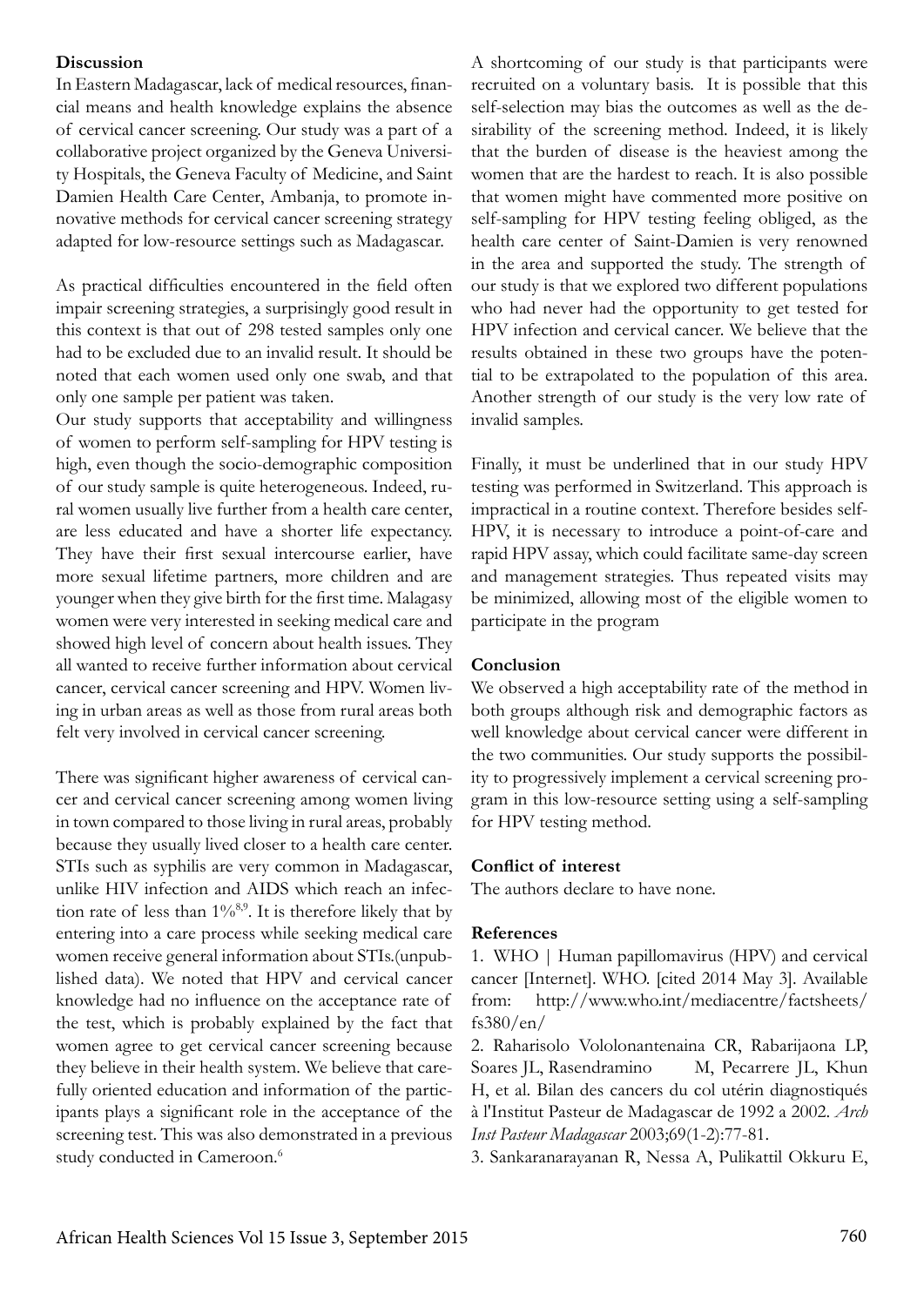## Discussion

In Eastern Madagascar, lack of medical resources, financial means and health knowledge explains the absence of cervical cancer screening. Our study was a part of a collaborative project organized by the Geneva University Hospitals, the Geneva Faculty of Medicine, and Saint Damien Health Care Center, Ambanja, to promote innovative methods for cervical cancer screening strategy adapted for low-resource settings such as Madagascar.

As practical difficulties encountered in the field often impair screening strategies, a surprisingly good result in this context is that out of 298 tested samples only one had to be excluded due to an invalid result. It should be noted that each women used only one swab, and that only one sample per patient was taken.

Our study supports that acceptability and willingness of women to perform self-sampling for HPV testing is high, even though the socio-demographic composition of our study sample is quite heterogeneous. Indeed, rural women usually live further from a health care center, are less educated and have a shorter life expectancy. They have their first sexual intercourse earlier, have more sexual lifetime partners, more children and are younger when they give birth for the first time. Malagasy women were very interested in seeking medical care and showed high level of concern about health issues. They all wanted to receive further information about cervical cancer, cervical cancer screening and HPV. Women living in urban areas as well as those from rural areas both felt very involved in cervical cancer screening.

There was significant higher awareness of cervical cancer and cervical cancer screening among women living in town compared to those living in rural areas, probably because they usually lived closer to a health care center. STIs such as syphilis are very common in Madagascar, unlike HIV infection and AIDS which reach an infection rate of less than 1%[8,9]. It is therefore likely that by entering into a care process while seeking medical care women receive general information about STIs.(unpublished data). We noted that HPV and cervical cancer knowledge had no influence on the acceptance rate of the test, which is probably explained by the fact that women agree to get cervical cancer screening because they believe in their health system. We believe that carefully oriented education and information of the participants plays a significant role in the acceptance of the screening test. This was also demonstrated in a previous study conducted in Cameroon.[6]

A shortcoming of our study is that participants were recruited on a voluntary basis. It is possible that this self-selection may bias the outcomes as well as the desirability of the screening method. Indeed, it is likely that the burden of disease is the heaviest among the women that are the hardest to reach. It is also possible that women might have commented more positive on self-sampling for HPV testing feeling obliged, as the health care center of Saint-Damien is very renowned in the area and supported the study. The strength of our study is that we explored two different populations who had never had the opportunity to get tested for HPV infection and cervical cancer. We believe that the results obtained in these two groups have the potential to be extrapolated to the population of this area. Another strength of our study is the very low rate of invalid samples.

Finally, it must be underlined that in our study HPV testing was performed in Switzerland. This approach is impractical in a routine context. Therefore besides self-HPV, it is necessary to introduce a point-of-care and rapid HPV assay, which could facilitate same-day screen and management strategies. Thus repeated visits may be minimized, allowing most of the eligible women to participate in the program

## Conclusion

We observed a high acceptability rate of the method in both groups although risk and demographic factors as well knowledge about cervical cancer were different in the two communities. Our study supports the possibility to progressively implement a cervical screening program in this low-resource setting using a self-sampling for HPV testing method.

## Conflict of interest

The authors declare to have none.

## References

1. WHO | Human papillomavirus (HPV) and cervical cancer [Internet]. WHO. [cited 2014 May 3]. Available from: http://www.who.int/mediacentre/factsheets/fs380/en/

2. Raharisolo Vololonantenaina CR, Rabarijaona LP, Soares JL, Rasendramino M, Pecarrere JL, Khun H, et al. Bilan des cancers du col utérin diagnostiqués à l'Institut Pasteur de Madagascar de 1992 a 2002. *Arch Inst Pasteur Madagascar* 2003;69(1-2):77-81.

3. Sankaranarayanan R, Nessa A, Pulikattil Okkuru E,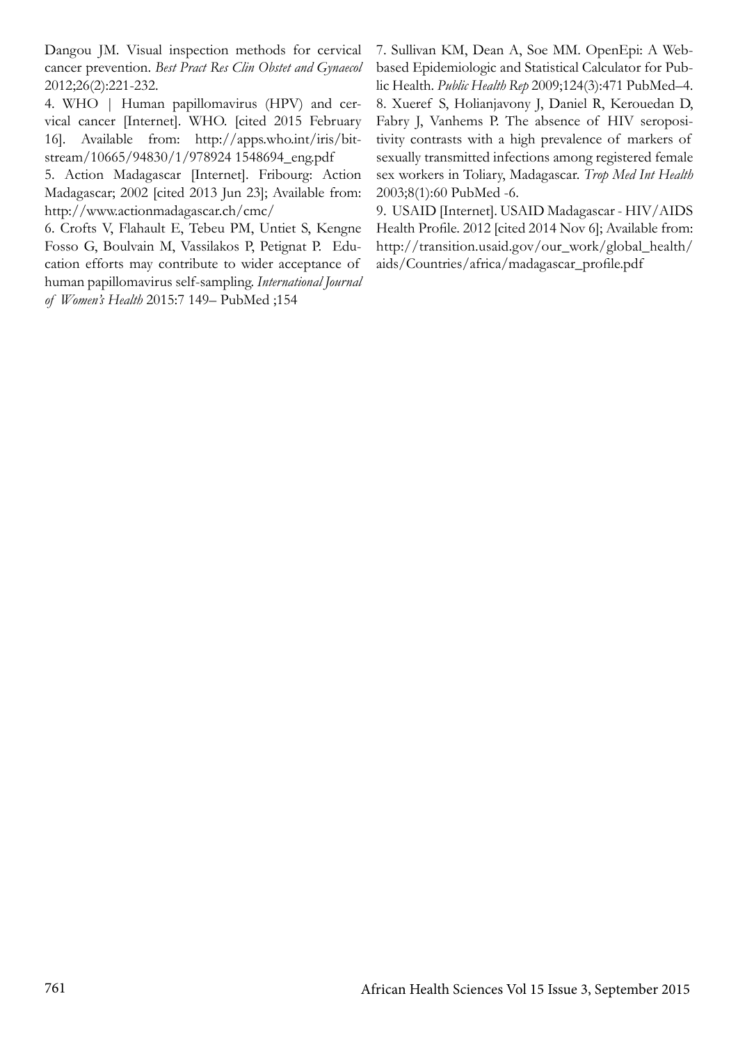Dangou JM. Visual inspection methods for cervical cancer prevention. *Best Pract Res Clin Obstet and Gynaecol* 2012;26(2):221-232.

4. WHO | Human papillomavirus (HPV) and cervical cancer [Internet]. WHO. [cited 2015 February 16]. Available from: http://apps.who.int/iris/bitstream/10665/94830/1/978924 1548694_eng.pdf

5. Action Madagascar [Internet]. Fribourg: Action Madagascar; 2002 [cited 2013 Jun 23]; Available from: http://www.actionmadagascar.ch/cmc/

6. Crofts V, Flahault E, Tebeu PM, Untiet S, Kengne Fosso G, Boulvain M, Vassilakos P, Petignat P. Education efforts may contribute to wider acceptance of human papillomavirus self-sampling. *International Journal of Women's Health* 2015:7 149– PubMed ;154

7. Sullivan KM, Dean A, Soe MM. OpenEpi: A Web-based Epidemiologic and Statistical Calculator for Public Health. *Public Health Rep* 2009;124(3):471 PubMed–4.

8. Xueref S, Holianjavony J, Daniel R, Kerouedan D, Fabry J, Vanhems P. The absence of HIV seropositivity contrasts with a high prevalence of markers of sexually transmitted infections among registered female sex workers in Toliary, Madagascar. *Trop Med Int Health* 2003;8(1):60 PubMed -6.

9. USAID [Internet]. USAID Madagascar - HIV/AIDS Health Profile. 2012 [cited 2014 Nov 6]; Available from: http://transition.usaid.gov/our_work/global_health/aids/Countries/africa/madagascar_profile.pdf